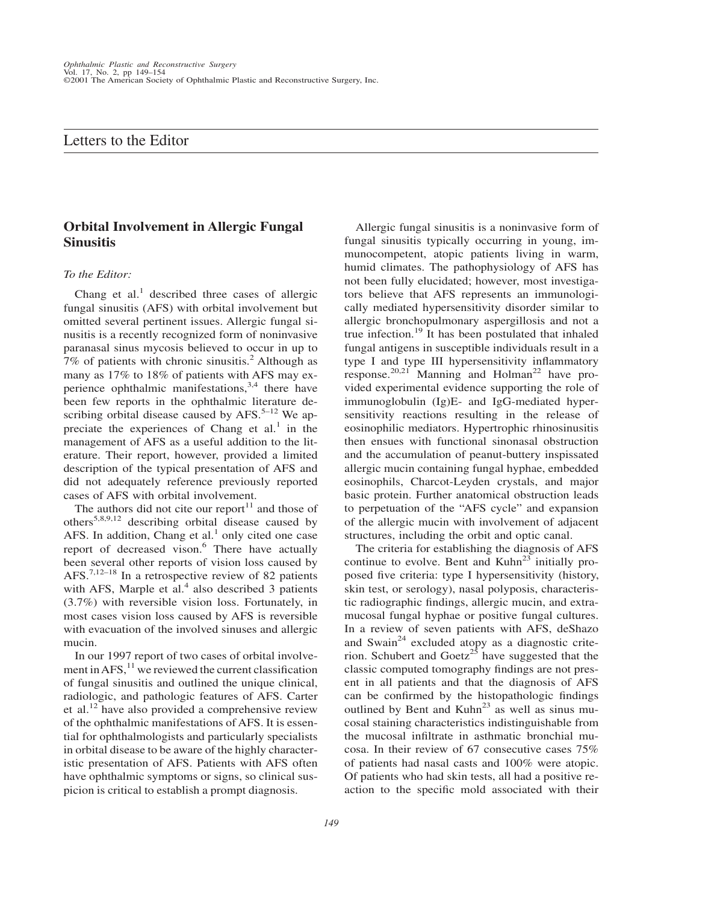# Letters to the Editor

## Orbital Involvement in Allergic Fungal Sinusitis

*To the Editor:*

Chang et al.[1] described three cases of allergic fungal sinusitis (AFS) with orbital involvement but omitted several pertinent issues. Allergic fungal sinusitis is a recently recognized form of noninvasive paranasal sinus mycosis believed to occur in up to 7% of patients with chronic sinusitis.[2] Although as many as 17% to 18% of patients with AFS may experience ophthalmic manifestations,[3,4] there have been few reports in the ophthalmic literature describing orbital disease caused by AFS.[5–12] We appreciate the experiences of Chang et al.[1] in the management of AFS as a useful addition to the literature. Their report, however, provided a limited description of the typical presentation of AFS and did not adequately reference previously reported cases of AFS with orbital involvement.

The authors did not cite our report[11] and those of others[5,8,9,12] describing orbital disease caused by AFS. In addition, Chang et al.[1] only cited one case report of decreased vison.[6] There have actually been several other reports of vision loss caused by AFS.[7,12–18] In a retrospective review of 82 patients with AFS, Marple et al.[4] also described 3 patients (3.7%) with reversible vision loss. Fortunately, in most cases vision loss caused by AFS is reversible with evacuation of the involved sinuses and allergic mucin.

In our 1997 report of two cases of orbital involvement in AFS,[11] we reviewed the current classification of fungal sinusitis and outlined the unique clinical, radiologic, and pathologic features of AFS. Carter et al.[12] have also provided a comprehensive review of the ophthalmic manifestations of AFS. It is essential for ophthalmologists and particularly specialists in orbital disease to be aware of the highly characteristic presentation of AFS. Patients with AFS often have ophthalmic symptoms or signs, so clinical suspicion is critical to establish a prompt diagnosis.

Allergic fungal sinusitis is a noninvasive form of fungal sinusitis typically occurring in young, immunocompetent, atopic patients living in warm, humid climates. The pathophysiology of AFS has not been fully elucidated; however, most investigators believe that AFS represents an immunologically mediated hypersensitivity disorder similar to allergic bronchopulmonary aspergillosis and not a true infection.[19] It has been postulated that inhaled fungal antigens in susceptible individuals result in a type I and type III hypersensitivity inflammatory response.[20,21] Manning and Holman[22] have provided experimental evidence supporting the role of immunoglobulin (Ig)E- and IgG-mediated hypersensitivity reactions resulting in the release of eosinophilic mediators. Hypertrophic rhinosinusitis then ensues with functional sinonasal obstruction and the accumulation of peanut-buttery inspissated allergic mucin containing fungal hyphae, embedded eosinophils, Charcot-Leyden crystals, and major basic protein. Further anatomical obstruction leads to perpetuation of the "AFS cycle" and expansion of the allergic mucin with involvement of adjacent structures, including the orbit and optic canal.

The criteria for establishing the diagnosis of AFS continue to evolve. Bent and Kuhn[23] initially proposed five criteria: type I hypersensitivity (history, skin test, or serology), nasal polyposis, characteristic radiographic findings, allergic mucin, and extramucosal fungal hyphae or positive fungal cultures. In a review of seven patients with AFS, deShazo and Swain[24] excluded atopy as a diagnostic criterion. Schubert and Goetz[25] have suggested that the classic computed tomography findings are not present in all patients and that the diagnosis of AFS can be confirmed by the histopathologic findings outlined by Bent and Kuhn[23] as well as sinus mucosal staining characteristics indistinguishable from the mucosal infiltrate in asthmatic bronchial mucosa. In their review of 67 consecutive cases 75% of patients had nasal casts and 100% were atopic. Of patients who had skin tests, all had a positive reaction to the specific mold associated with their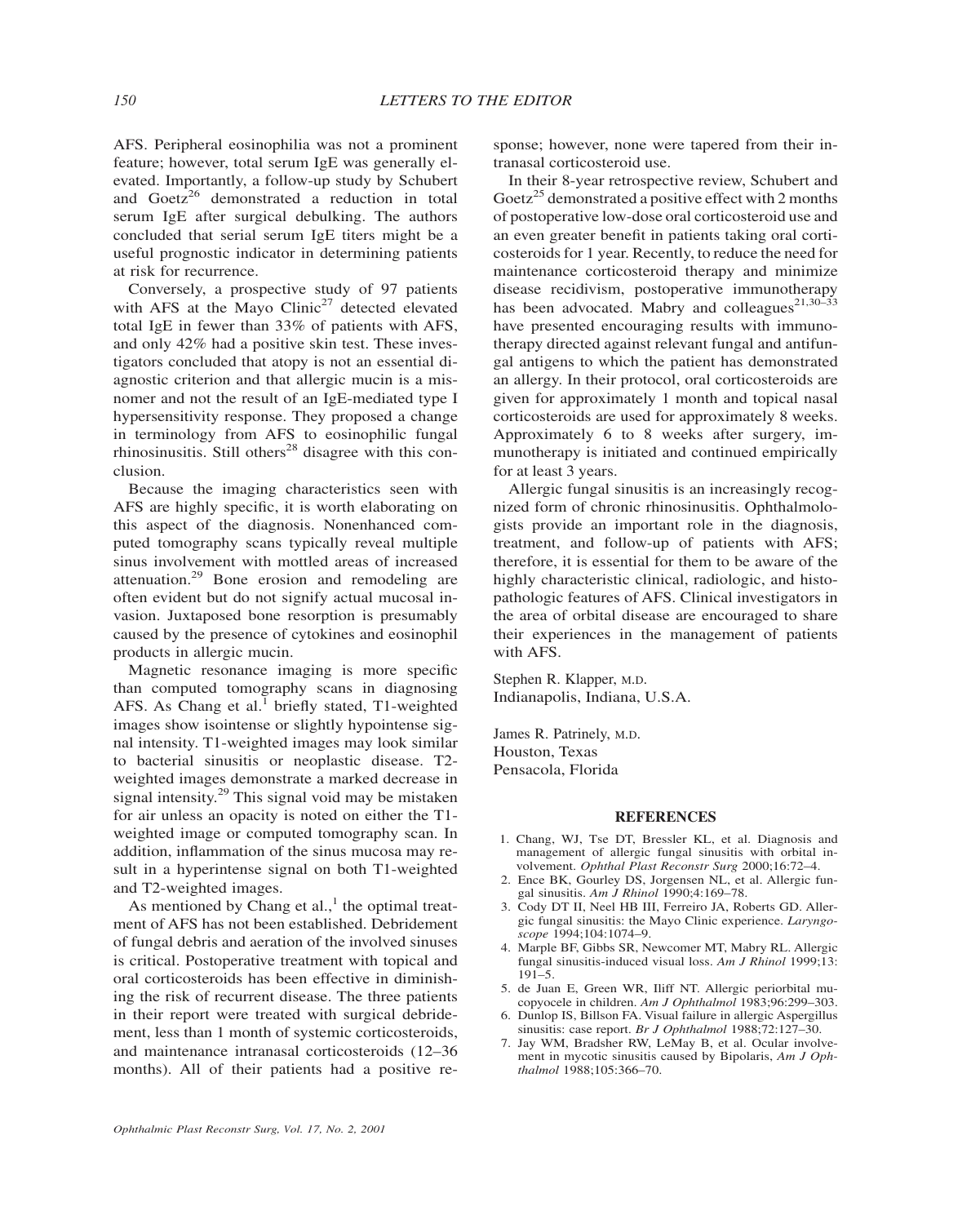AFS. Peripheral eosinophilia was not a prominent feature; however, total serum IgE was generally elevated. Importantly, a follow-up study by Schubert and Goetz[26] demonstrated a reduction in total serum IgE after surgical debulking. The authors concluded that serial serum IgE titers might be a useful prognostic indicator in determining patients at risk for recurrence.

Conversely, a prospective study of 97 patients with AFS at the Mayo Clinic[27] detected elevated total IgE in fewer than 33% of patients with AFS, and only 42% had a positive skin test. These investigators concluded that atopy is not an essential diagnostic criterion and that allergic mucin is a misnomer and not the result of an IgE-mediated type I hypersensitivity response. They proposed a change in terminology from AFS to eosinophilic fungal rhinosinusitis. Still others[28] disagree with this conclusion.

Because the imaging characteristics seen with AFS are highly specific, it is worth elaborating on this aspect of the diagnosis. Nonenhanced computed tomography scans typically reveal multiple sinus involvement with mottled areas of increased attenuation.[29] Bone erosion and remodeling are often evident but do not signify actual mucosal invasion. Juxtaposed bone resorption is presumably caused by the presence of cytokines and eosinophil products in allergic mucin.

Magnetic resonance imaging is more specific than computed tomography scans in diagnosing AFS. As Chang et al.[1] briefly stated, T1-weighted images show isointense or slightly hypointense signal intensity. T1-weighted images may look similar to bacterial sinusitis or neoplastic disease. T2-weighted images demonstrate a marked decrease in signal intensity.[29] This signal void may be mistaken for air unless an opacity is noted on either the T1-weighted image or computed tomography scan. In addition, inflammation of the sinus mucosa may result in a hyperintense signal on both T1-weighted and T2-weighted images.

As mentioned by Chang et al.,[1] the optimal treatment of AFS has not been established. Debridement of fungal debris and aeration of the involved sinuses is critical. Postoperative treatment with topical and oral corticosteroids has been effective in diminishing the risk of recurrent disease. The three patients in their report were treated with surgical debridement, less than 1 month of systemic corticosteroids, and maintenance intranasal corticosteroids (12–36 months). All of their patients had a positive response; however, none were tapered from their intranasal corticosteroid use.

In their 8-year retrospective review, Schubert and Goetz[25] demonstrated a positive effect with 2 months of postoperative low-dose oral corticosteroid use and an even greater benefit in patients taking oral corticosteroids for 1 year. Recently, to reduce the need for maintenance corticosteroid therapy and minimize disease recidivism, postoperative immunotherapy has been advocated. Mabry and colleagues[21,30–33] have presented encouraging results with immunotherapy directed against relevant fungal and antifungal antigens to which the patient has demonstrated an allergy. In their protocol, oral corticosteroids are given for approximately 1 month and topical nasal corticosteroids are used for approximately 8 weeks. Approximately 6 to 8 weeks after surgery, immunotherapy is initiated and continued empirically for at least 3 years.

Allergic fungal sinusitis is an increasingly recognized form of chronic rhinosinusitis. Ophthalmologists provide an important role in the diagnosis, treatment, and follow-up of patients with AFS; therefore, it is essential for them to be aware of the highly characteristic clinical, radiologic, and histopathologic features of AFS. Clinical investigators in the area of orbital disease are encouraged to share their experiences in the management of patients with AFS.

Stephen R. Klapper, M.D.
Indianapolis, Indiana, U.S.A.

James R. Patrinely, M.D.
Houston, Texas
Pensacola, Florida

## REFERENCES

1. Chang, WJ, Tse DT, Bressler KL, et al. Diagnosis and management of allergic fungal sinusitis with orbital involvement. *Ophthal Plast Reconstr Surg* 2000;16:72–4.
2. Ence BK, Gourley DS, Jorgensen NL, et al. Allergic fungal sinusitis. *Am J Rhinol* 1990;4:169–78.
3. Cody DT II, Neel HB III, Ferreiro JA, Roberts GD. Allergic fungal sinusitis: the Mayo Clinic experience. *Laryngoscope* 1994;104:1074–9.
4. Marple BF, Gibbs SR, Newcomer MT, Mabry RL. Allergic fungal sinusitis-induced visual loss. *Am J Rhinol* 1999;13:191–5.
5. de Juan E, Green WR, Iliff NT. Allergic periorbital mucopyocele in children. *Am J Ophthalmol* 1983;96:299–303.
6. Dunlop IS, Billson FA. Visual failure in allergic Aspergillus sinusitis: case report. *Br J Ophthalmol* 1988;72:127–30.
7. Jay WM, Bradsher RW, LeMay B, et al. Ocular involvement in mycotic sinusitis caused by Bipolaris, *Am J Ophthalmol* 1988;105:366–70.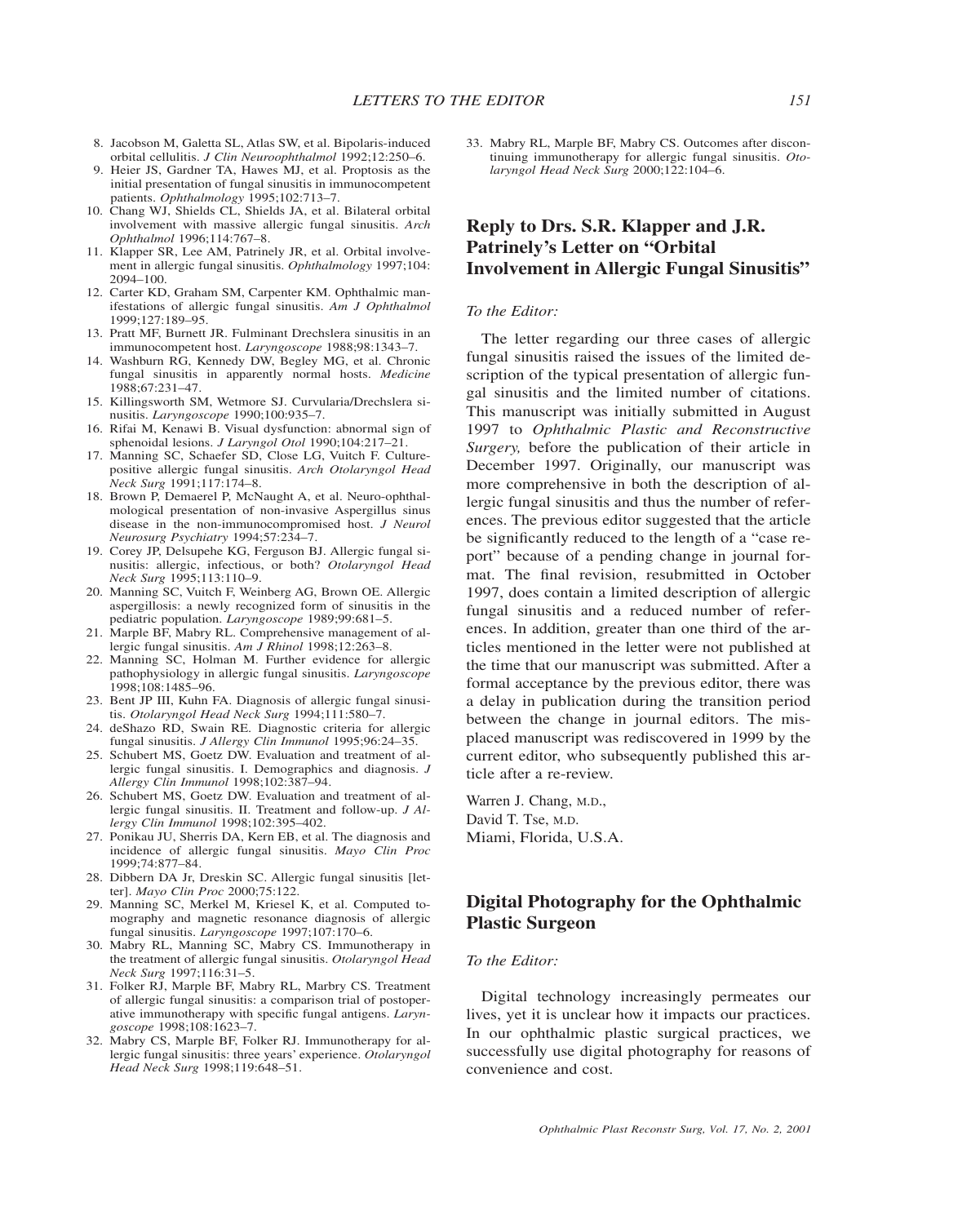8. Jacobson M, Galetta SL, Atlas SW, et al. Bipolaris-induced orbital cellulitis. *J Clin Neuroophthalmol* 1992;12:250–6.
9. Heier JS, Gardner TA, Hawes MJ, et al. Proptosis as the initial presentation of fungal sinusitis in immunocompetent patients. *Ophthalmology* 1995;102:713–7.
10. Chang WJ, Shields CL, Shields JA, et al. Bilateral orbital involvement with massive allergic fungal sinusitis. *Arch Ophthalmol* 1996;114:767–8.
11. Klapper SR, Lee AM, Patrinely JR, et al. Orbital involvement in allergic fungal sinusitis. *Ophthalmology* 1997;104: 2094–100.
12. Carter KD, Graham SM, Carpenter KM. Ophthalmic manifestations of allergic fungal sinusitis. *Am J Ophthalmol* 1999;127:189–95.
13. Pratt MF, Burnett JR. Fulminant Drechslera sinusitis in an immunocompetent host. *Laryngoscope* 1988;98:1343–7.
14. Washburn RG, Kennedy DW, Begley MG, et al. Chronic fungal sinusitis in apparently normal hosts. *Medicine* 1988;67:231–47.
15. Killingsworth SM, Wetmore SJ. Curvularia/Drechslera sinusitis. *Laryngoscope* 1990;100:935–7.
16. Rifai M, Kenawi B. Visual dysfunction: abnormal sign of sphenoidal lesions. *J Laryngol Otol* 1990;104:217–21.
17. Manning SC, Schaefer SD, Close LG, Vuitch F. Culture-positive allergic fungal sinusitis. *Arch Otolaryngol Head Neck Surg* 1991;117:174–8.
18. Brown P, Demaerel P, McNaught A, et al. Neuro-ophthalmological presentation of non-invasive Aspergillus sinus disease in the non-immunocompromised host. *J Neurol Neurosurg Psychiatry* 1994;57:234–7.
19. Corey JP, Delsupehe KG, Ferguson BJ. Allergic fungal sinusitis: allergic, infectious, or both? *Otolaryngol Head Neck Surg* 1995;113:110–9.
20. Manning SC, Vuitch F, Weinberg AG, Brown OE. Allergic aspergillosis: a newly recognized form of sinusitis in the pediatric population. *Laryngoscope* 1989;99:681–5.
21. Marple BF, Mabry RL. Comprehensive management of allergic fungal sinusitis. *Am J Rhinol* 1998;12:263–8.
22. Manning SC, Holman M. Further evidence for allergic pathophysiology in allergic fungal sinusitis. *Laryngoscope* 1998;108:1485–96.
23. Bent JP III, Kuhn FA. Diagnosis of allergic fungal sinusitis. *Otolaryngol Head Neck Surg* 1994;111:580–7.
24. deShazo RD, Swain RE. Diagnostic criteria for allergic fungal sinusitis. *J Allergy Clin Immunol* 1995;96:24–35.
25. Schubert MS, Goetz DW. Evaluation and treatment of allergic fungal sinusitis. I. Demographics and diagnosis. *J Allergy Clin Immunol* 1998;102:387–94.
26. Schubert MS, Goetz DW. Evaluation and treatment of allergic fungal sinusitis. II. Treatment and follow-up. *J Allergy Clin Immunol* 1998;102:395–402.
27. Ponikau JU, Sherris DA, Kern EB, et al. The diagnosis and incidence of allergic fungal sinusitis. *Mayo Clin Proc* 1999;74:877–84.
28. Dibbern DA Jr, Dreskin SC. Allergic fungal sinusitis [letter]. *Mayo Clin Proc* 2000;75:122.
29. Manning SC, Merkel M, Kriesel K, et al. Computed tomography and magnetic resonance diagnosis of allergic fungal sinusitis. *Laryngoscope* 1997;107:170–6.
30. Mabry RL, Manning SC, Mabry CS. Immunotherapy in the treatment of allergic fungal sinusitis. *Otolaryngol Head Neck Surg* 1997;116:31–5.
31. Folker RJ, Marple BF, Mabry RL, Marbry CS. Treatment of allergic fungal sinusitis: a comparison trial of postoperative immunotherapy with specific fungal antigens. *Laryngoscope* 1998;108:1623–7.
32. Mabry CS, Marple BF, Folker RJ. Immunotherapy for allergic fungal sinusitis: three years' experience. *Otolaryngol Head Neck Surg* 1998;119:648–51.
33. Mabry RL, Marple BF, Mabry CS. Outcomes after discontinuing immunotherapy for allergic fungal sinusitis. *Otolaryngol Head Neck Surg* 2000;122:104–6.

## Reply to Drs. S.R. Klapper and J.R. Patrinely's Letter on "Orbital Involvement in Allergic Fungal Sinusitis"

*To the Editor:*

The letter regarding our three cases of allergic fungal sinusitis raised the issues of the limited description of the typical presentation of allergic fungal sinusitis and the limited number of citations. This manuscript was initially submitted in August 1997 to *Ophthalmic Plastic and Reconstructive Surgery,* before the publication of their article in December 1997. Originally, our manuscript was more comprehensive in both the description of allergic fungal sinusitis and thus the number of references. The previous editor suggested that the article be significantly reduced to the length of a "case report" because of a pending change in journal format. The final revision, resubmitted in October 1997, does contain a limited description of allergic fungal sinusitis and a reduced number of references. In addition, greater than one third of the articles mentioned in the letter were not published at the time that our manuscript was submitted. After a formal acceptance by the previous editor, there was a delay in publication during the transition period between the change in journal editors. The misplaced manuscript was rediscovered in 1999 by the current editor, who subsequently published this article after a re-review.

Warren J. Chang, M.D.,
David T. Tse, M.D.
Miami, Florida, U.S.A.

## Digital Photography for the Ophthalmic Plastic Surgeon

*To the Editor:*

Digital technology increasingly permeates our lives, yet it is unclear how it impacts our practices. In our ophthalmic plastic surgical practices, we successfully use digital photography for reasons of convenience and cost.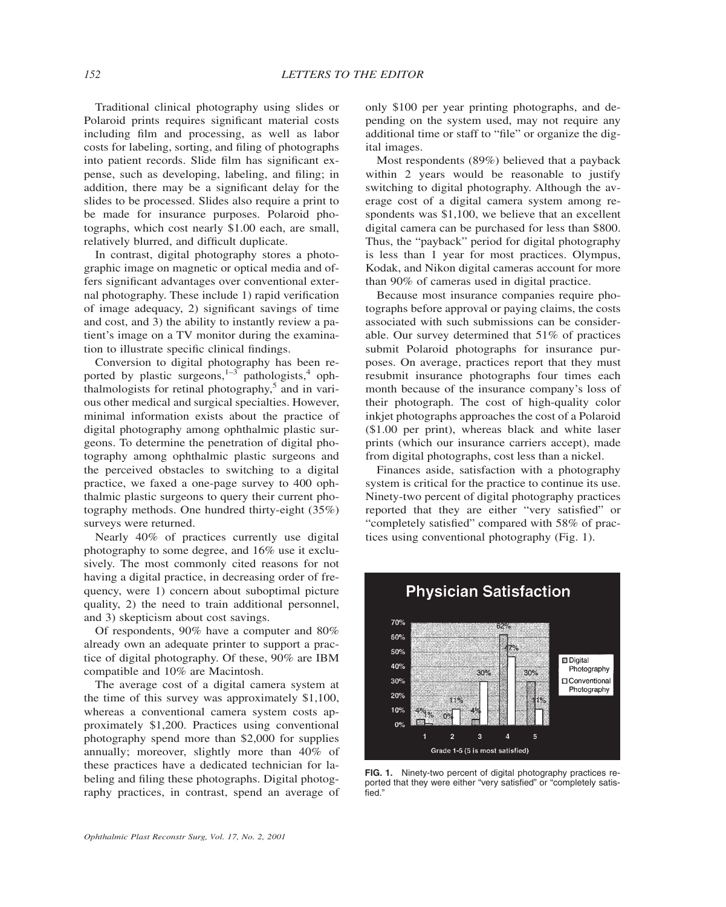Traditional clinical photography using slides or Polaroid prints requires significant material costs including film and processing, as well as labor costs for labeling, sorting, and filing of photographs into patient records. Slide film has significant expense, such as developing, labeling, and filing; in addition, there may be a significant delay for the slides to be processed. Slides also require a print to be made for insurance purposes. Polaroid photographs, which cost nearly $1.00 each, are small, relatively blurred, and difficult duplicate.

In contrast, digital photography stores a photographic image on magnetic or optical media and offers significant advantages over conventional external photography. These include 1) rapid verification of image adequacy, 2) significant savings of time and cost, and 3) the ability to instantly review a patient's image on a TV monitor during the examination to illustrate specific clinical findings.

Conversion to digital photography has been reported by plastic surgeons,[1–3] pathologists,[4] ophthalmologists for retinal photography,[5] and in various other medical and surgical specialties. However, minimal information exists about the practice of digital photography among ophthalmic plastic surgeons. To determine the penetration of digital photography among ophthalmic plastic surgeons and the perceived obstacles to switching to a digital practice, we faxed a one-page survey to 400 ophthalmic plastic surgeons to query their current photography methods. One hundred thirty-eight (35%) surveys were returned.

Nearly 40% of practices currently use digital photography to some degree, and 16% use it exclusively. The most commonly cited reasons for not having a digital practice, in decreasing order of frequency, were 1) concern about suboptimal picture quality, 2) the need to train additional personnel, and 3) skepticism about cost savings.

Of respondents, 90% have a computer and 80% already own an adequate printer to support a practice of digital photography. Of these, 90% are IBM compatible and 10% are Macintosh.

The average cost of a digital camera system at the time of this survey was approximately $1,100, whereas a conventional camera system costs approximately $1,200. Practices using conventional photography spend more than $2,000 for supplies annually; moreover, slightly more than 40% of these practices have a dedicated technician for labeling and filing these photographs. Digital photography practices, in contrast, spend an average of only $100 per year printing photographs, and depending on the system used, may not require any additional time or staff to "file" or organize the digital images.

Most respondents (89%) believed that a payback within 2 years would be reasonable to justify switching to digital photography. Although the average cost of a digital camera system among respondents was $1,100, we believe that an excellent digital camera can be purchased for less than $800. Thus, the "payback" period for digital photography is less than 1 year for most practices. Olympus, Kodak, and Nikon digital cameras account for more than 90% of cameras used in digital practice.

Because most insurance companies require photographs before approval or paying claims, the costs associated with such submissions can be considerable. Our survey determined that 51% of practices submit Polaroid photographs for insurance purposes. On average, practices report that they must resubmit insurance photographs four times each month because of the insurance company's loss of their photograph. The cost of high-quality color inkjet photographs approaches the cost of a Polaroid ($1.00 per print), whereas black and white laser prints (which our insurance carriers accept), made from digital photographs, cost less than a nickel.

Finances aside, satisfaction with a photography system is critical for the practice to continue its use. Ninety-two percent of digital photography practices reported that they are either "very satisfied" or "completely satisfied" compared with 58% of practices using conventional photography (Fig. 1).

**Physician Satisfaction**

| Grade 1-5 (5 is most satisfied) | Digital Photography | Conventional Photography |
|---|---|---|
| 1 | 4% | 1% |
| 2 | 0% | 11% |
| 3 | 4% | 30% |
| 4 | 62% | 47% |
| 5 | 30% | 11% |

**FIG. 1.** Ninety-two percent of digital photography practices reported that they were either "very satisfied" or "completely satisfied."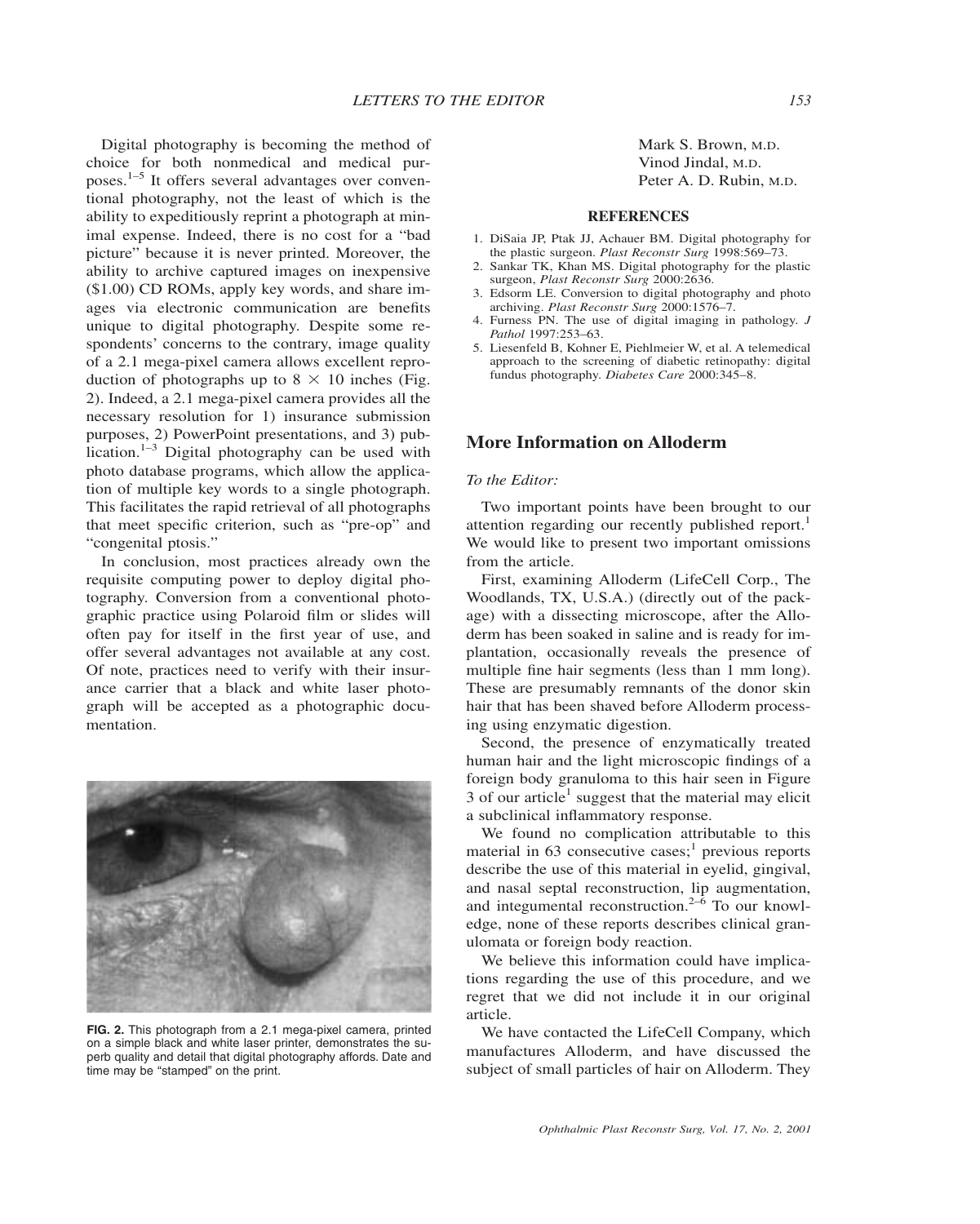Digital photography is becoming the method of choice for both nonmedical and medical purposes.[1–5] It offers several advantages over conventional photography, not the least of which is the ability to expeditiously reprint a photograph at minimal expense. Indeed, there is no cost for a "bad picture" because it is never printed. Moreover, the ability to archive captured images on inexpensive ($1.00) CD ROMs, apply key words, and share images via electronic communication are benefits unique to digital photography. Despite some respondents' concerns to the contrary, image quality of a 2.1 mega-pixel camera allows excellent reproduction of photographs up to 8 × 10 inches (Fig. 2). Indeed, a 2.1 mega-pixel camera provides all the necessary resolution for 1) insurance submission purposes, 2) PowerPoint presentations, and 3) publication.[1–3] Digital photography can be used with photo database programs, which allow the application of multiple key words to a single photograph. This facilitates the rapid retrieval of all photographs that meet specific criterion, such as "pre-op" and "congenital ptosis."

In conclusion, most practices already own the requisite computing power to deploy digital photography. Conversion from a conventional photographic practice using Polaroid film or slides will often pay for itself in the first year of use, and offer several advantages not available at any cost. Of note, practices need to verify with their insurance carrier that a black and white laser photograph will be accepted as a photographic documentation.

**FIG. 2.** This photograph from a 2.1 mega-pixel camera, printed on a simple black and white laser printer, demonstrates the superb quality and detail that digital photography affords. Date and time may be "stamped" on the print.

Mark S. Brown, M.D.
Vinod Jindal, M.D.
Peter A. D. Rubin, M.D.

### REFERENCES

1. DiSaia JP, Ptak JJ, Achauer BM. Digital photography for the plastic surgeon. *Plast Reconstr Surg* 1998:569–73.
2. Sankar TK, Khan MS. Digital photography for the plastic surgeon, *Plast Reconstr Surg* 2000:2636.
3. Edsorm LE. Conversion to digital photography and photo archiving. *Plast Reconstr Surg* 2000:1576–7.
4. Furness PN. The use of digital imaging in pathology. *J Pathol* 1997:253–63.
5. Liesenfeld B, Kohner E, Piehlmeier W, et al. A telemedical approach to the screening of diabetic retinopathy: digital fundus photography. *Diabetes Care* 2000:345–8.

## More Information on Alloderm

*To the Editor:*

Two important points have been brought to our attention regarding our recently published report.[1] We would like to present two important omissions from the article.

First, examining Alloderm (LifeCell Corp., The Woodlands, TX, U.S.A.) (directly out of the package) with a dissecting microscope, after the Alloderm has been soaked in saline and is ready for implantation, occasionally reveals the presence of multiple fine hair segments (less than 1 mm long). These are presumably remnants of the donor skin hair that has been shaved before Alloderm processing using enzymatic digestion.

Second, the presence of enzymatically treated human hair and the light microscopic findings of a foreign body granuloma to this hair seen in Figure 3 of our article[1] suggest that the material may elicit a subclinical inflammatory response.

We found no complication attributable to this material in 63 consecutive cases;[1] previous reports describe the use of this material in eyelid, gingival, and nasal septal reconstruction, lip augmentation, and integumental reconstruction.[2–6] To our knowledge, none of these reports describes clinical granulomata or foreign body reaction.

We believe this information could have implications regarding the use of this procedure, and we regret that we did not include it in our original article.

We have contacted the LifeCell Company, which manufactures Alloderm, and have discussed the subject of small particles of hair on Alloderm. They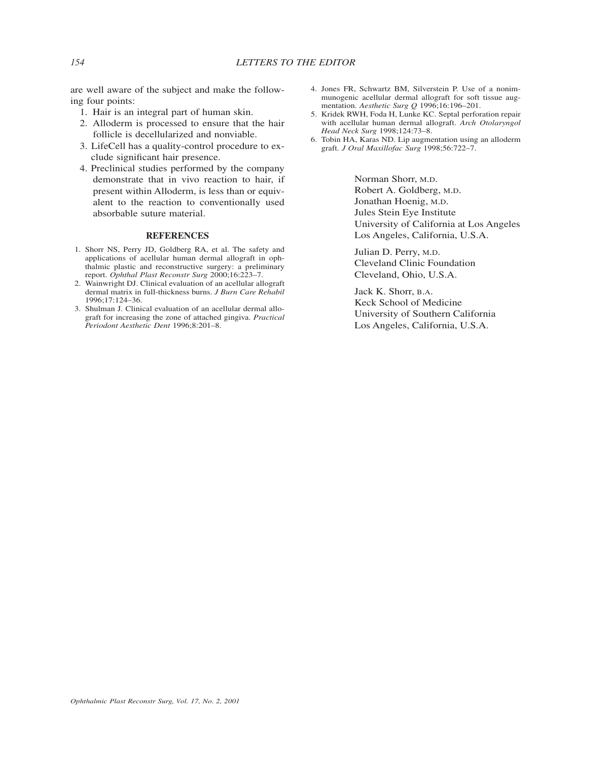are well aware of the subject and make the following four points:

1. Hair is an integral part of human skin.
2. Alloderm is processed to ensure that the hair follicle is decellularized and nonviable.
3. LifeCell has a quality-control procedure to exclude significant hair presence.
4. Preclinical studies performed by the company demonstrate that in vivo reaction to hair, if present within Alloderm, is less than or equivalent to the reaction to conventionally used absorbable suture material.

## REFERENCES

1. Shorr NS, Perry JD, Goldberg RA, et al. The safety and applications of acellular human dermal allograft in ophthalmic plastic and reconstructive surgery: a preliminary report. *Ophthal Plast Reconstr Surg* 2000;16:223–7.
2. Wainwright DJ. Clinical evaluation of an acellular allograft dermal matrix in full-thickness burns. *J Burn Care Rehabil* 1996;17:124–36.
3. Shulman J. Clinical evaluation of an acellular dermal allograft for increasing the zone of attached gingiva. *Practical Periodont Aesthetic Dent* 1996;8:201–8.
4. Jones FR, Schwartz BM, Silverstein P. Use of a nonimmunogenic acellular dermal allograft for soft tissue augmentation. *Aesthetic Surg Q* 1996;16:196–201.
5. Kridek RWH, Foda H, Lunke KC. Septal perforation repair with acellular human dermal allograft. *Arch Otolaryngol Head Neck Surg* 1998;124:73–8.
6. Tobin HA, Karas ND. Lip augmentation using an alloderm graft. *J Oral Maxillofac Surg* 1998;56:722–7.

Norman Shorr, M.D.
Robert A. Goldberg, M.D.
Jonathan Hoenig, M.D.
Jules Stein Eye Institute
University of California at Los Angeles
Los Angeles, California, U.S.A.

Julian D. Perry, M.D.
Cleveland Clinic Foundation
Cleveland, Ohio, U.S.A.

Jack K. Shorr, B.A.
Keck School of Medicine
University of Southern California
Los Angeles, California, U.S.A.